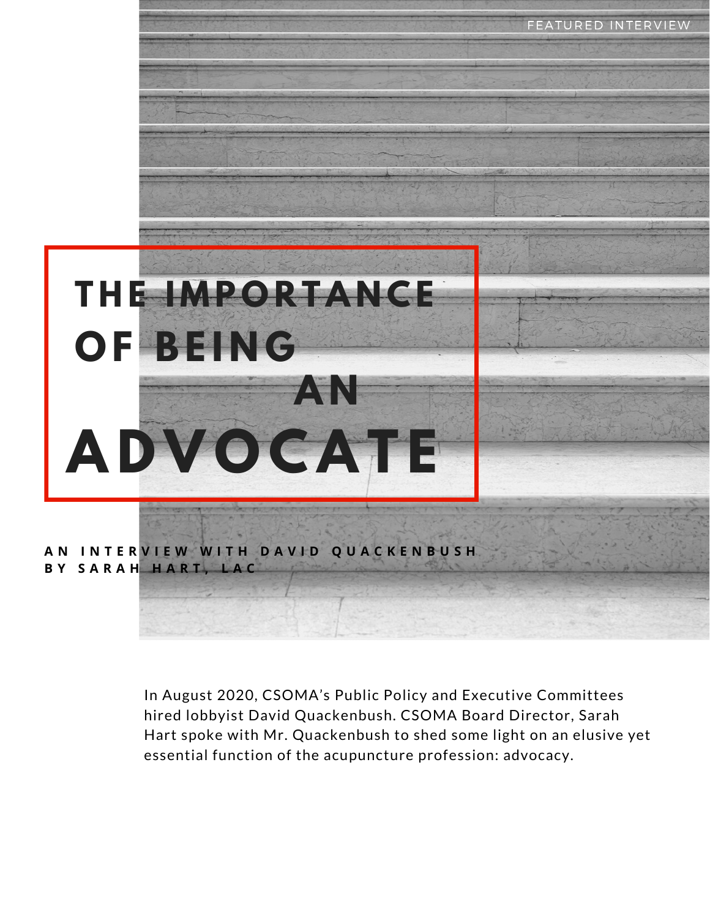FEATURED INTERVIEW

# THE IMPORTANCE OF BEING AN ADVOCATE

**AN INTERVIEW WITH DAVID QUACKENBUSH**
**BY SARAH HART, LAC**

In August 2020, CSOMA's Public Policy and Executive Committees hired lobbyist David Quackenbush. CSOMA Board Director, Sarah Hart spoke with Mr. Quackenbush to shed some light on an elusive yet essential function of the acupuncture profession: advocacy.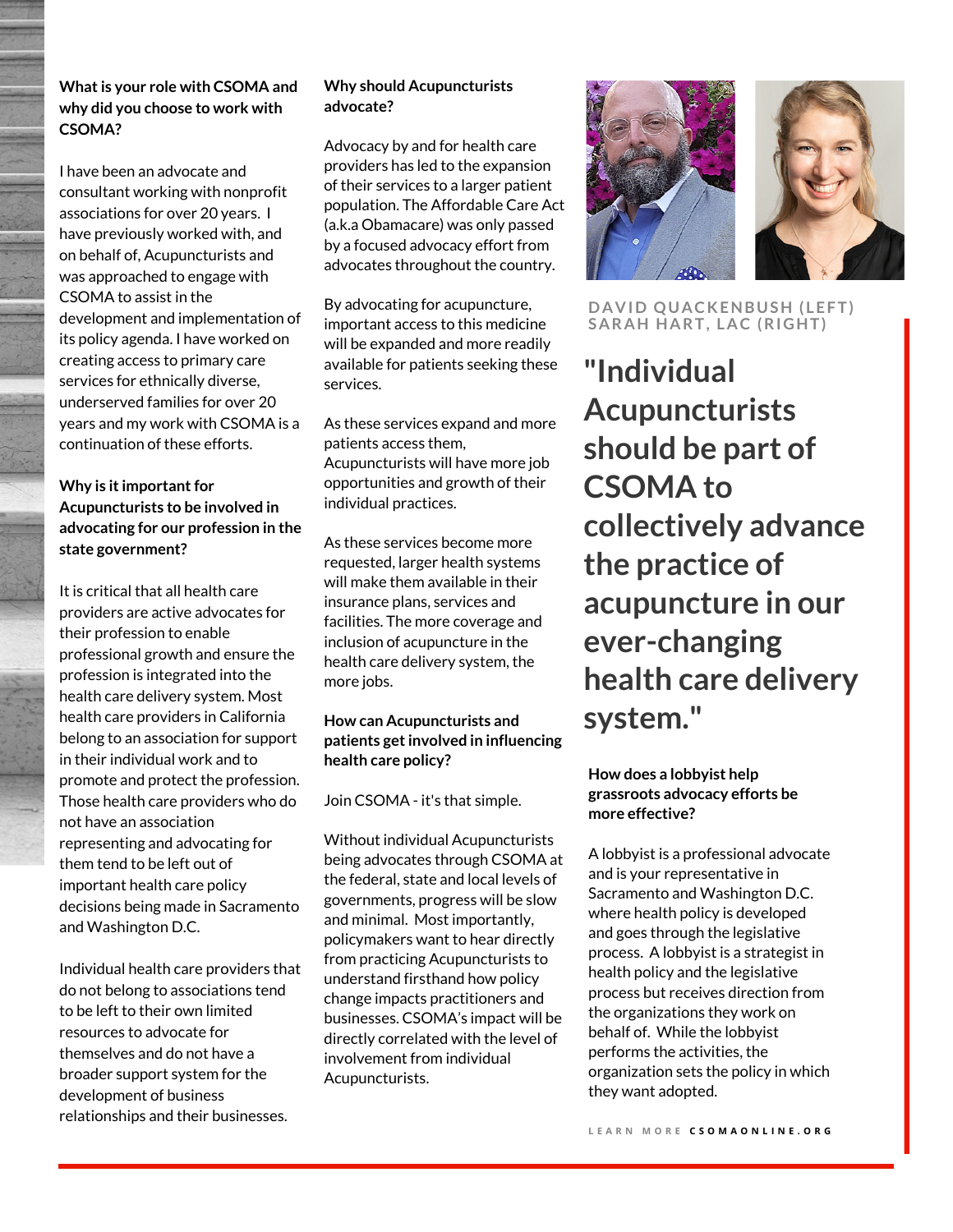**What is your role with CSOMA and why did you choose to work with CSOMA?**

I have been an advocate and consultant working with nonprofit associations for over 20 years. I have previously worked with, and on behalf of, Acupuncturists and was approached to engage with CSOMA to assist in the development and implementation of its policy agenda. I have worked on creating access to primary care services for ethnically diverse, underserved families for over 20 years and my work with CSOMA is a continuation of these efforts.

**Why is it important for Acupuncturists to be involved in advocating for our profession in the state government?**

It is critical that all health care providers are active advocates for their profession to enable professional growth and ensure the profession is integrated into the health care delivery system. Most health care providers in California belong to an association for support in their individual work and to promote and protect the profession. Those health care providers who do not have an association representing and advocating for them tend to be left out of important health care policy decisions being made in Sacramento and Washington D.C.

Individual health care providers that do not belong to associations tend to be left to their own limited resources to advocate for themselves and do not have a broader support system for the development of business relationships and their businesses.

**Why should Acupuncturists advocate?**

Advocacy by and for health care providers has led to the expansion of their services to a larger patient population. The Affordable Care Act (a.k.a Obamacare) was only passed by a focused advocacy effort from advocates throughout the country.

By advocating for acupuncture, important access to this medicine will be expanded and more readily available for patients seeking these services.

As these services expand and more patients access them, Acupuncturists will have more job opportunities and growth of their individual practices.

As these services become more requested, larger health systems will make them available in their insurance plans, services and facilities. The more coverage and inclusion of acupuncture in the health care delivery system, the more jobs.

**How can Acupuncturists and patients get involved in influencing health care policy?**

Join CSOMA - it's that simple.

Without individual Acupuncturists being advocates through CSOMA at the federal, state and local levels of governments, progress will be slow and minimal. Most importantly, policymakers want to hear directly from practicing Acupuncturists to understand firsthand how policy change impacts practitioners and businesses. CSOMA's impact will be directly correlated with the level of involvement from individual Acupuncturists.

DAVID QUACKENBUSH (LEFT)
SARAH HART, LAC (RIGHT)

## "Individual Acupuncturists should be part of CSOMA to collectively advance the practice of acupuncture in our ever-changing health care delivery system."

**How does a lobbyist help grassroots advocacy efforts be more effective?**

A lobbyist is a professional advocate and is your representative in Sacramento and Washington D.C. where health policy is developed and goes through the legislative process. A lobbyist is a strategist in health policy and the legislative process but receives direction from the organizations they work on behalf of. While the lobbyist performs the activities, the organization sets the policy in which they want adopted.

LEARN MORE **CSOMAONLINE.ORG**